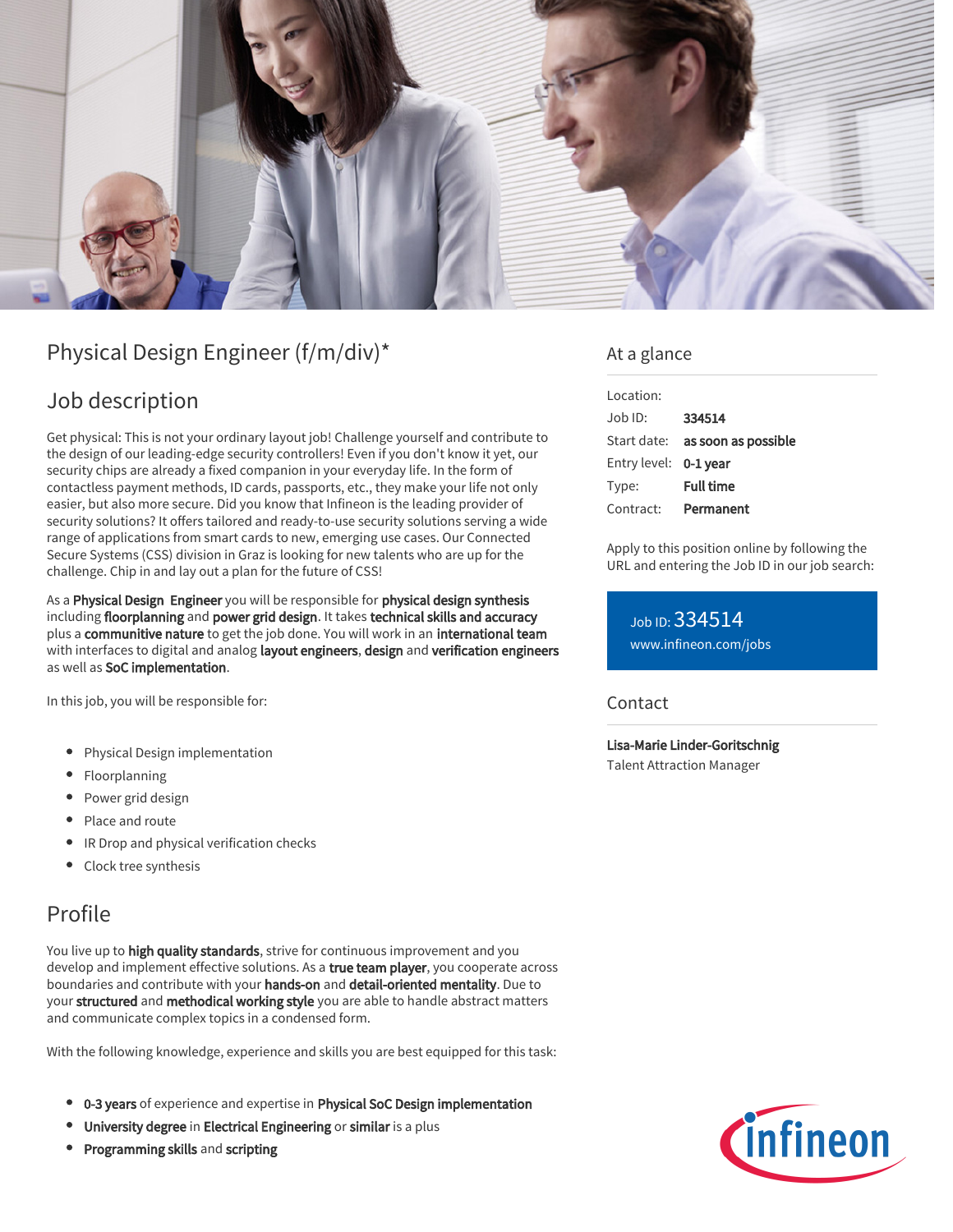# Physical Design Engineer (f/m/div)*

## Job description

Get physical: This is not your ordinary layout job! Challenge yourself and contribute to the design of our leading-edge security controllers! Even if you don't know it yet, our security chips are already a fixed companion in your everyday life. In the form of contactless payment methods, ID cards, passports, etc., they make your life not only easier, but also more secure. Did you know that Infineon is the leading provider of security solutions? It offers tailored and ready-to-use security solutions serving a wide range of applications from smart cards to new, emerging use cases. Our Connected Secure Systems (CSS) division in Graz is looking for new talents who are up for the challenge. Chip in and lay out a plan for the future of CSS!

As a **Physical Design Engineer** you will be responsible for **physical design synthesis** including **floorplanning** and **power grid design**. It takes **technical skills and accuracy** plus a **communitive nature** to get the job done. You will work in an **international team** with interfaces to digital and analog **layout engineers**, **design** and **verification engineers** as well as **SoC implementation**.

In this job, you will be responsible for:

- Physical Design implementation
- Floorplanning
- Power grid design
- Place and route
- IR Drop and physical verification checks
- Clock tree synthesis

## Profile

You live up to **high quality standards**, strive for continuous improvement and you develop and implement effective solutions. As a **true team player**, you cooperate across boundaries and contribute with your **hands-on** and **detail-oriented mentality**. Due to your **structured** and **methodical working style** you are able to handle abstract matters and communicate complex topics in a condensed form.

With the following knowledge, experience and skills you are best equipped for this task:

- **0-3 years** of experience and expertise in **Physical SoC Design implementation**
- **University degree** in **Electrical Engineering** or **similar** is a plus
- **Programming skills** and **scripting**

## At a glance

| | |
|---|---|
| Location: | |
| Job ID: | **334514** |
| Start date: | **as soon as possible** |
| Entry level: | **0-1 year** |
| Type: | **Full time** |
| Contract: | **Permanent** |

Apply to this position online by following the URL and entering the Job ID in our job search:

Job ID: 334514
www.infineon.com/jobs

## Contact

**Lisa-Marie Linder-Goritschnig**
Talent Attraction Manager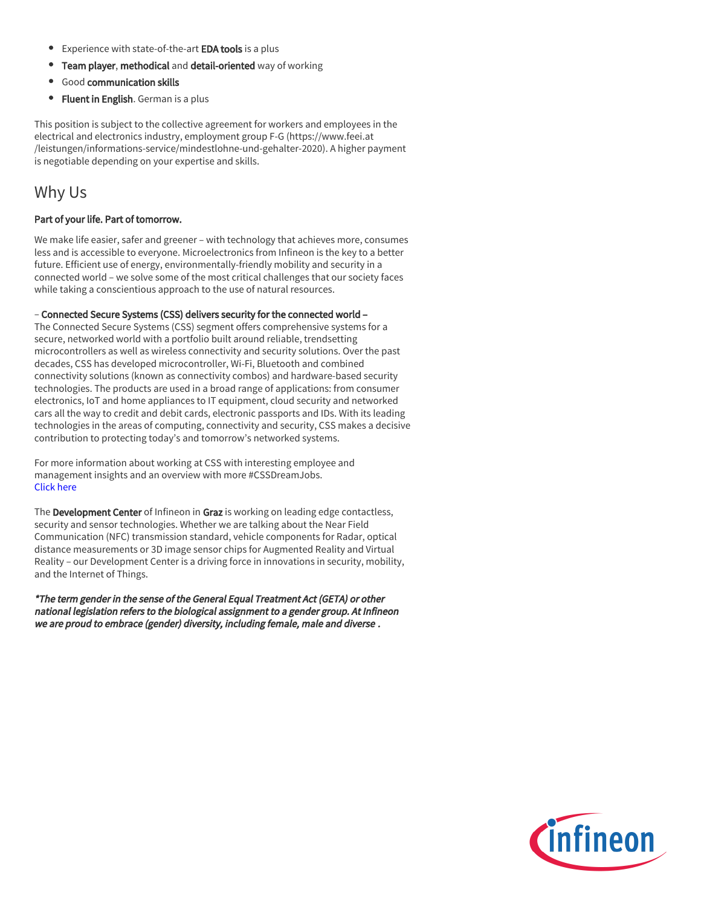- Experience with state-of-the-art **EDA tools** is a plus
- **Team player**, **methodical** and **detail-oriented** way of working
- Good **communication skills**
- **Fluent in English**. German is a plus

This position is subject to the collective agreement for workers and employees in the electrical and electronics industry, employment group F-G (https://www.feei.at /leistungen/informations-service/mindestlohne-und-gehalter-2020). A higher payment is negotiable depending on your expertise and skills.

## Why Us

**Part of your life. Part of tomorrow.**

We make life easier, safer and greener – with technology that achieves more, consumes less and is accessible to everyone. Microelectronics from Infineon is the key to a better future. Efficient use of energy, environmentally-friendly mobility and security in a connected world – we solve some of the most critical challenges that our society faces while taking a conscientious approach to the use of natural resources.

– **Connected Secure Systems (CSS) delivers security for the connected world –**
The Connected Secure Systems (CSS) segment offers comprehensive systems for a secure, networked world with a portfolio built around reliable, trendsetting microcontrollers as well as wireless connectivity and security solutions. Over the past decades, CSS has developed microcontroller, Wi-Fi, Bluetooth and combined connectivity solutions (known as connectivity combos) and hardware-based security technologies. The products are used in a broad range of applications: from consumer electronics, IoT and home appliances to IT equipment, cloud security and networked cars all the way to credit and debit cards, electronic passports and IDs. With its leading technologies in the areas of computing, connectivity and security, CSS makes a decisive contribution to protecting today's and tomorrow's networked systems.

For more information about working at CSS with interesting employee and management insights and an overview with more #CSSDreamJobs.
Click here

The **Development Center** of Infineon in **Graz** is working on leading edge contactless, security and sensor technologies. Whether we are talking about the Near Field Communication (NFC) transmission standard, vehicle components for Radar, optical distance measurements or 3D image sensor chips for Augmented Reality and Virtual Reality – our Development Center is a driving force in innovations in security, mobility, and the Internet of Things.

***The term gender in the sense of the General Equal Treatment Act (GETA) or other national legislation refers to the biological assignment to a gender group. At Infineon we are proud to embrace (gender) diversity, including female, male and diverse .***